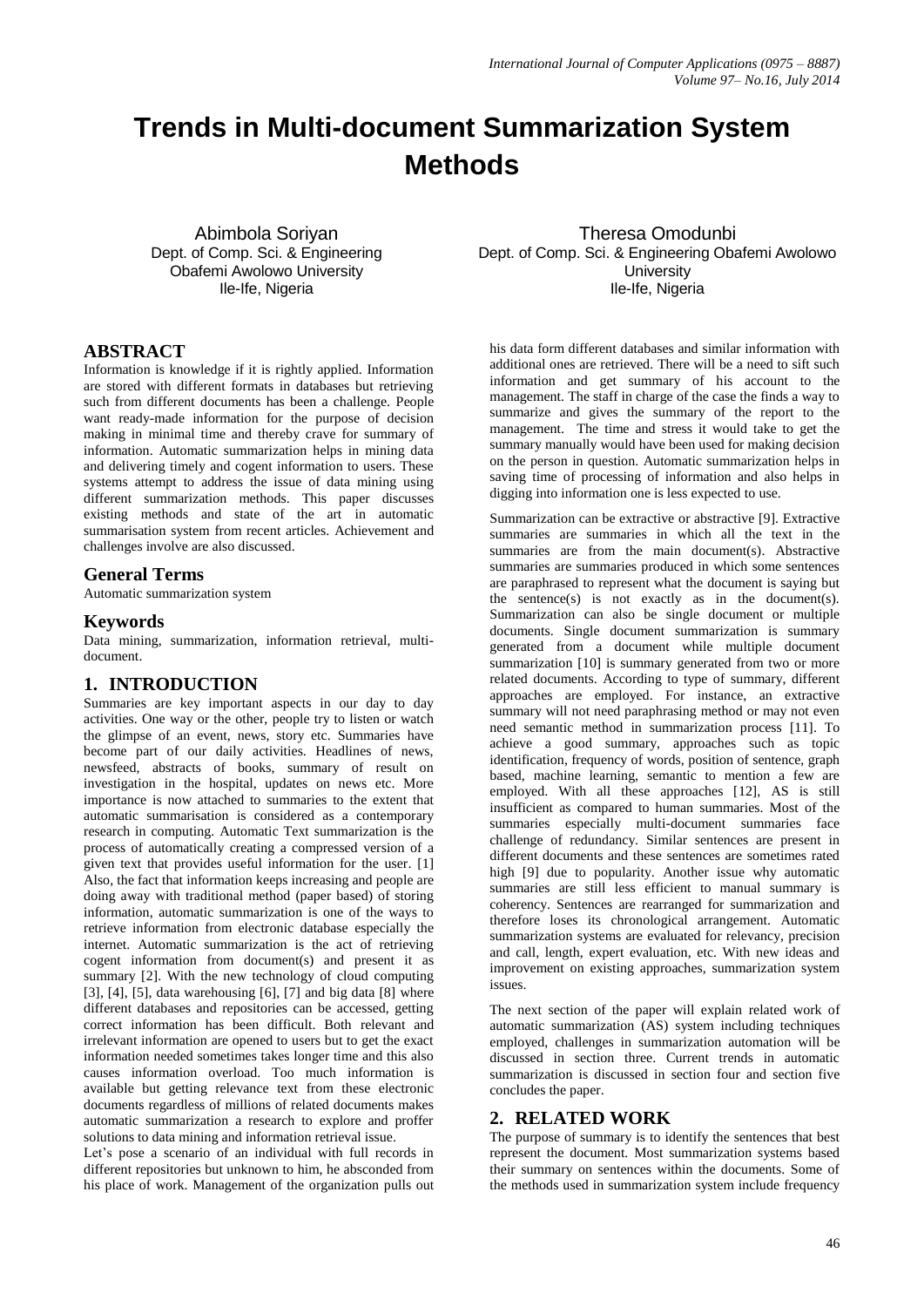# Trends in Multi-document Summarization System Methods

Abimbola Soriyan
Dept. of Comp. Sci. & Engineering
Obafemi Awolowo University
Ile-Ife, Nigeria

Theresa Omodunbi
Dept. of Comp. Sci. & Engineering Obafemi Awolowo University
Ile-Ife, Nigeria

## ABSTRACT

Information is knowledge if it is rightly applied. Information are stored with different formats in databases but retrieving such from different documents has been a challenge. People want ready-made information for the purpose of decision making in minimal time and thereby crave for summary of information. Automatic summarization helps in mining data and delivering timely and cogent information to users. These systems attempt to address the issue of data mining using different summarization methods. This paper discusses existing methods and state of the art in automatic summarisation system from recent articles. Achievement and challenges involve are also discussed.

### General Terms

Automatic summarization system

### Keywords

Data mining, summarization, information retrieval, multi-document.

## 1. INTRODUCTION

Summaries are key important aspects in our day to day activities. One way or the other, people try to listen or watch the glimpse of an event, news, story etc. Summaries have become part of our daily activities. Headlines of news, newsfeed, abstracts of books, summary of result on investigation in the hospital, updates on news etc. More importance is now attached to summaries to the extent that automatic summarisation is considered as a contemporary research in computing. Automatic Text summarization is the process of automatically creating a compressed version of a given text that provides useful information for the user. [1] Also, the fact that information keeps increasing and people are doing away with traditional method (paper based) of storing information, automatic summarization is one of the ways to retrieve information from electronic database especially the internet. Automatic summarization is the act of retrieving cogent information from document(s) and present it as summary [2]. With the new technology of cloud computing [3], [4], [5], data warehousing [6], [7] and big data [8] where different databases and repositories can be accessed, getting correct information has been difficult. Both relevant and irrelevant information are opened to users but to get the exact information needed sometimes takes longer time and this also causes information overload. Too much information is available but getting relevance text from these electronic documents regardless of millions of related documents makes automatic summarization a research to explore and proffer solutions to data mining and information retrieval issue.

Let's pose a scenario of an individual with full records in different repositories but unknown to him, he absconded from his place of work. Management of the organization pulls out his data form different databases and similar information with additional ones are retrieved. There will be a need to sift such information and get summary of his account to the management. The staff in charge of the case the finds a way to summarize and gives the summary of the report to the management. The time and stress it would take to get the summary manually would have been used for making decision on the person in question. Automatic summarization helps in saving time of processing of information and also helps in digging into information one is less expected to use.

Summarization can be extractive or abstractive [9]. Extractive summaries are summaries in which all the text in the summaries are from the main document(s). Abstractive summaries are summaries produced in which some sentences are paraphrased to represent what the document is saying but the sentence(s) is not exactly as in the document(s). Summarization can also be single document or multiple documents. Single document summarization is summary generated from a document while multiple document summarization [10] is summary generated from two or more related documents. According to type of summary, different approaches are employed. For instance, an extractive summary will not need paraphrasing method or may not even need semantic method in summarization process [11]. To achieve a good summary, approaches such as topic identification, frequency of words, position of sentence, graph based, machine learning, semantic to mention a few are employed. With all these approaches [12], AS is still insufficient as compared to human summaries. Most of the summaries especially multi-document summaries face challenge of redundancy. Similar sentences are present in different documents and these sentences are sometimes rated high [9] due to popularity. Another issue why automatic summaries are still less efficient to manual summary is coherency. Sentences are rearranged for summarization and therefore loses its chronological arrangement. Automatic summarization systems are evaluated for relevancy, precision and call, length, expert evaluation, etc. With new ideas and improvement on existing approaches, summarization system issues.

The next section of the paper will explain related work of automatic summarization (AS) system including techniques employed, challenges in summarization automation will be discussed in section three. Current trends in automatic summarization is discussed in section four and section five concludes the paper.

## 2. RELATED WORK

The purpose of summary is to identify the sentences that best represent the document. Most summarization systems based their summary on sentences within the documents. Some of the methods used in summarization system include frequency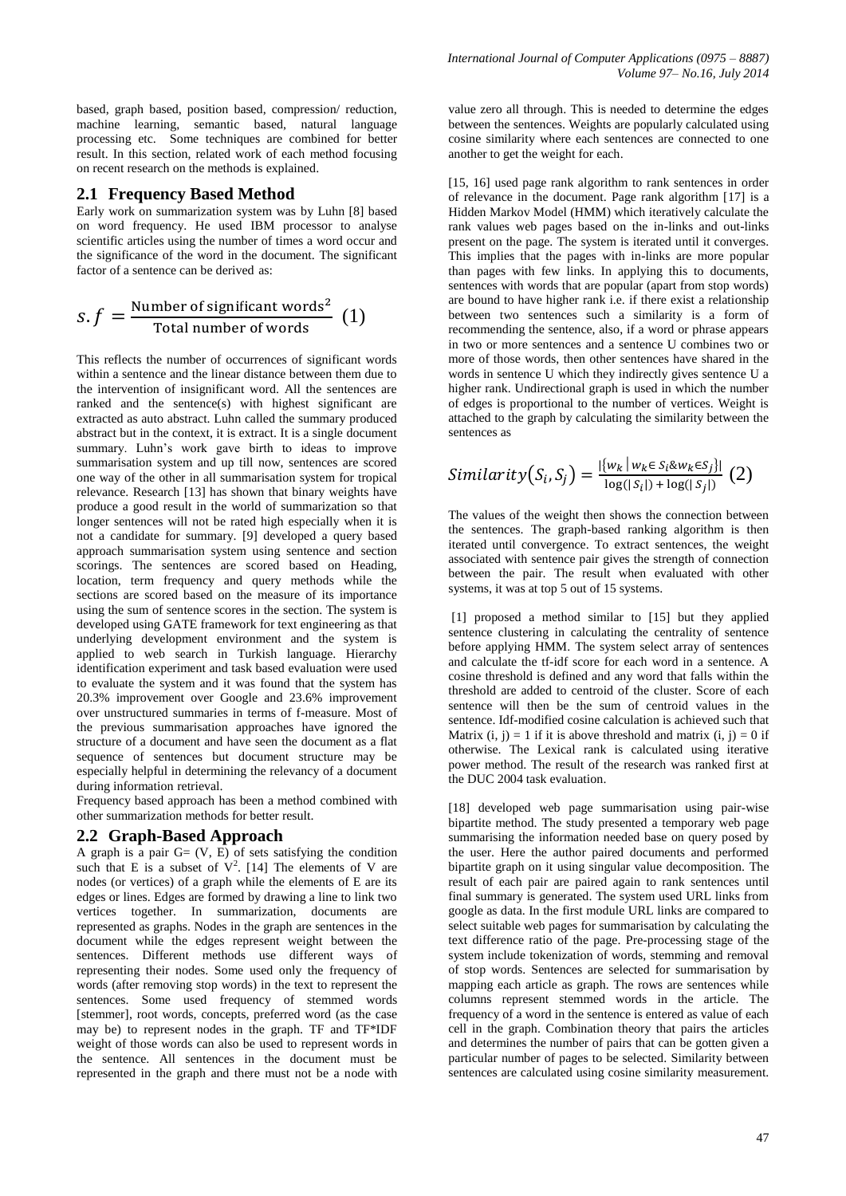based, graph based, position based, compression/ reduction, machine learning, semantic based, natural language processing etc. Some techniques are combined for better result. In this section, related work of each method focusing on recent research on the methods is explained.

## 2.1 Frequency Based Method

Early work on summarization system was by Luhn [8] based on word frequency. He used IBM processor to analyse scientific articles using the number of times a word occur and the significance of the word in the document. The significant factor of a sentence can be derived as:

$$s.f = \frac{\text{Number of significant words}^2}{\text{Total number of words}} \quad (1)$$

This reflects the number of occurrences of significant words within a sentence and the linear distance between them due to the intervention of insignificant word. All the sentences are ranked and the sentence(s) with highest significant are extracted as auto abstract. Luhn called the summary produced abstract but in the context, it is extract. It is a single document summary. Luhn's work gave birth to ideas to improve summarisation system and up till now, sentences are scored one way of the other in all summarisation system for tropical relevance. Research [13] has shown that binary weights have produce a good result in the world of summarization so that longer sentences will not be rated high especially when it is not a candidate for summary. [9] developed a query based approach summarisation system using sentence and section scorings. The sentences are scored based on Heading, location, term frequency and query methods while the sections are scored based on the measure of its importance using the sum of sentence scores in the section. The system is developed using GATE framework for text engineering as that underlying development environment and the system is applied to web search in Turkish language. Hierarchy identification experiment and task based evaluation were used to evaluate the system and it was found that the system has 20.3% improvement over Google and 23.6% improvement over unstructured summaries in terms of f-measure. Most of the previous summarisation approaches have ignored the structure of a document and have seen the document as a flat sequence of sentences but document structure may be especially helpful in determining the relevancy of a document during information retrieval.

Frequency based approach has been a method combined with other summarization methods for better result.

## 2.2 Graph-Based Approach

A graph is a pair G= (V, E) of sets satisfying the condition such that E is a subset of $V^2$. [14] The elements of V are nodes (or vertices) of a graph while the elements of E are its edges or lines. Edges are formed by drawing a line to link two vertices together. In summarization, documents are represented as graphs. Nodes in the graph are sentences in the document while the edges represent weight between the sentences. Different methods use different ways of representing their nodes. Some used only the frequency of words (after removing stop words) in the text to represent the sentences. Some used frequency of stemmed words [stemmer], root words, concepts, preferred word (as the case may be) to represent nodes in the graph. TF and TF*IDF weight of those words can also be used to represent words in the sentence. All sentences in the document must be represented in the graph and there must not be a node with value zero all through. This is needed to determine the edges between the sentences. Weights are popularly calculated using cosine similarity where each sentences are connected to one another to get the weight for each.

[15, 16] used page rank algorithm to rank sentences in order of relevance in the document. Page rank algorithm [17] is a Hidden Markov Model (HMM) which iteratively calculate the rank values web pages based on the in-links and out-links present on the page. The system is iterated until it converges. This implies that the pages with in-links are more popular than pages with few links. In applying this to documents, sentences with words that are popular (apart from stop words) are bound to have higher rank i.e. if there exist a relationship between two sentences such a similarity is a form of recommending the sentence, also, if a word or phrase appears in two or more sentences and a sentence U combines two or more of those words, then other sentences have shared in the words in sentence U which they indirectly gives sentence U a higher rank. Undirectional graph is used in which the number of edges is proportional to the number of vertices. Weight is attached to the graph by calculating the similarity between the sentences as

$$Similarity(S_i, S_j) = \frac{|\{w_k \mid w_k \in S_i \& w_k \in S_j\}|}{\log(|S_i|) + \log(|S_j|)} \quad (2)$$

The values of the weight then shows the connection between the sentences. The graph-based ranking algorithm is then iterated until convergence. To extract sentences, the weight associated with sentence pair gives the strength of connection between the pair. The result when evaluated with other systems, it was at top 5 out of 15 systems.

[1] proposed a method similar to [15] but they applied sentence clustering in calculating the centrality of sentence before applying HMM. The system select array of sentences and calculate the tf-idf score for each word in a sentence. A cosine threshold is defined and any word that falls within the threshold are added to centroid of the cluster. Score of each sentence will then be the sum of centroid values in the sentence. Idf-modified cosine calculation is achieved such that Matrix (i, j) = 1 if it is above threshold and matrix (i, j) = 0 if otherwise. The Lexical rank is calculated using iterative power method. The result of the research was ranked first at the DUC 2004 task evaluation.

[18] developed web page summarisation using pair-wise bipartite method. The study presented a temporary web page summarising the information needed base on query posed by the user. Here the author paired documents and performed bipartite graph on it using singular value decomposition. The result of each pair are paired again to rank sentences until final summary is generated. The system used URL links from google as data. In the first module URL links are compared to select suitable web pages for summarisation by calculating the text difference ratio of the page. Pre-processing stage of the system include tokenization of words, stemming and removal of stop words. Sentences are selected for summarisation by mapping each article as graph. The rows are sentences while columns represent stemmed words in the article. The frequency of a word in the sentence is entered as value of each cell in the graph. Combination theory that pairs the articles and determines the number of pairs that can be gotten given a particular number of pages to be selected. Similarity between sentences are calculated using cosine similarity measurement.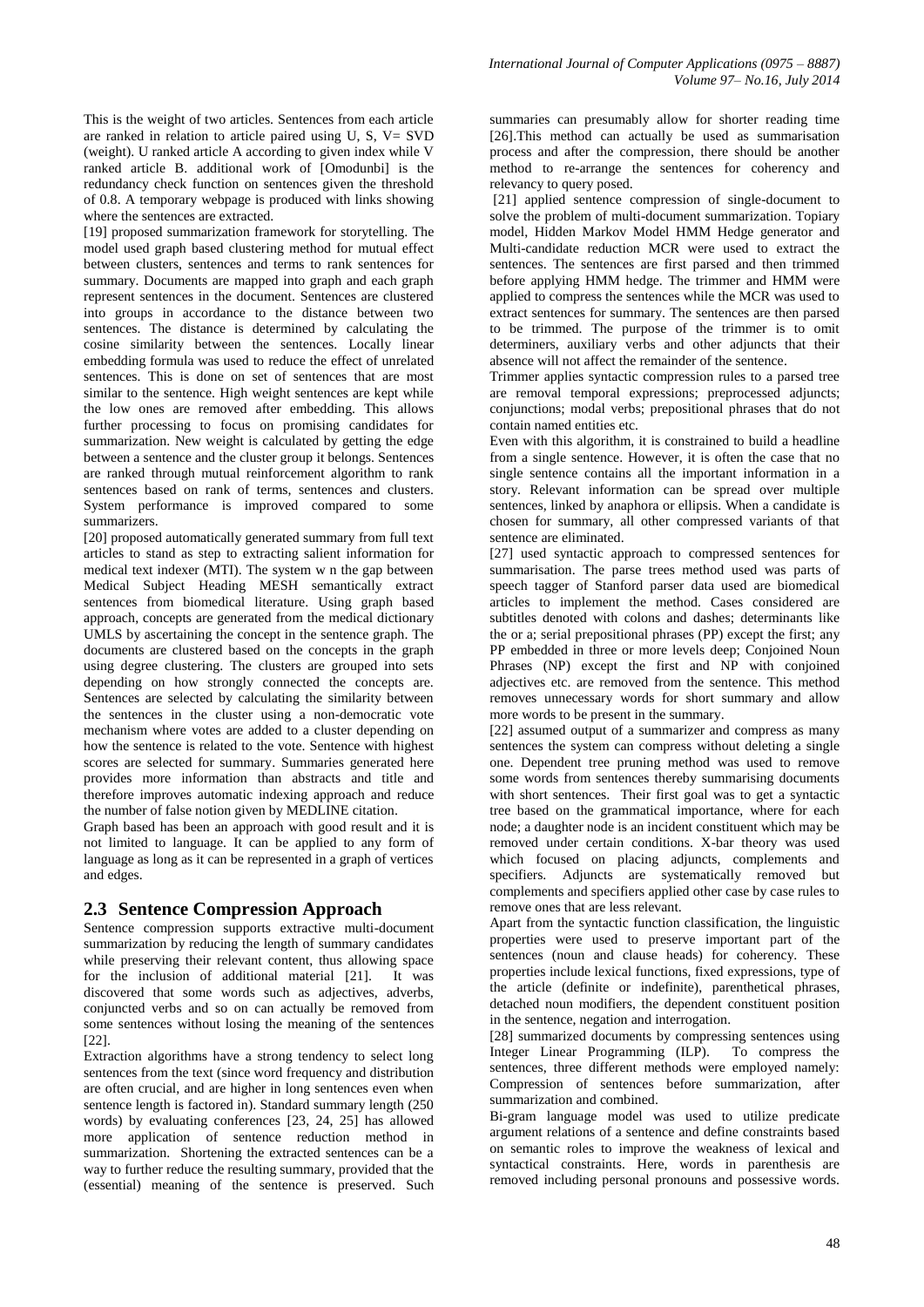This is the weight of two articles. Sentences from each article are ranked in relation to article paired using U, S, V= SVD (weight). U ranked article A according to given index while V ranked article B. additional work of [Omodunbi] is the redundancy check function on sentences given the threshold of 0.8. A temporary webpage is produced with links showing where the sentences are extracted.

[19] proposed summarization framework for storytelling. The model used graph based clustering method for mutual effect between clusters, sentences and terms to rank sentences for summary. Documents are mapped into graph and each graph represent sentences in the document. Sentences are clustered into groups in accordance to the distance between two sentences. The distance is determined by calculating the cosine similarity between the sentences. Locally linear embedding formula was used to reduce the effect of unrelated sentences. This is done on set of sentences that are most similar to the sentence. High weight sentences are kept while the low ones are removed after embedding. This allows further processing to focus on promising candidates for summarization. New weight is calculated by getting the edge between a sentence and the cluster group it belongs. Sentences are ranked through mutual reinforcement algorithm to rank sentences based on rank of terms, sentences and clusters. System performance is improved compared to some summarizers.

[20] proposed automatically generated summary from full text articles to stand as step to extracting salient information for medical text indexer (MTI). The system w n the gap between Medical Subject Heading MESH semantically extract sentences from biomedical literature. Using graph based approach, concepts are generated from the medical dictionary UMLS by ascertaining the concept in the sentence graph. The documents are clustered based on the concepts in the graph using degree clustering. The clusters are grouped into sets depending on how strongly connected the concepts are. Sentences are selected by calculating the similarity between the sentences in the cluster using a non-democratic vote mechanism where votes are added to a cluster depending on how the sentence is related to the vote. Sentence with highest scores are selected for summary. Summaries generated here provides more information than abstracts and title and therefore improves automatic indexing approach and reduce the number of false notion given by MEDLINE citation.

Graph based has been an approach with good result and it is not limited to language. It can be applied to any form of language as long as it can be represented in a graph of vertices and edges.

## 2.3 Sentence Compression Approach

Sentence compression supports extractive multi-document summarization by reducing the length of summary candidates while preserving their relevant content, thus allowing space for the inclusion of additional material [21]. It was discovered that some words such as adjectives, adverbs, conjuncted verbs and so on can actually be removed from some sentences without losing the meaning of the sentences [22].

Extraction algorithms have a strong tendency to select long sentences from the text (since word frequency and distribution are often crucial, and are higher in long sentences even when sentence length is factored in). Standard summary length (250 words) by evaluating conferences [23, 24, 25] has allowed more application of sentence reduction method in summarization. Shortening the extracted sentences can be a way to further reduce the resulting summary, provided that the (essential) meaning of the sentence is preserved. Such summaries can presumably allow for shorter reading time [26].This method can actually be used as summarisation process and after the compression, there should be another method to re-arrange the sentences for coherency and relevancy to query posed.

[21] applied sentence compression of single-document to solve the problem of multi-document summarization. Topiary model, Hidden Markov Model HMM Hedge generator and Multi-candidate reduction MCR were used to extract the sentences. The sentences are first parsed and then trimmed before applying HMM hedge. The trimmer and HMM were applied to compress the sentences while the MCR was used to extract sentences for summary. The sentences are then parsed to be trimmed. The purpose of the trimmer is to omit determiners, auxiliary verbs and other adjuncts that their absence will not affect the remainder of the sentence.

Trimmer applies syntactic compression rules to a parsed tree are removal temporal expressions; preprocessed adjuncts; conjunctions; modal verbs; prepositional phrases that do not contain named entities etc.

Even with this algorithm, it is constrained to build a headline from a single sentence. However, it is often the case that no single sentence contains all the important information in a story. Relevant information can be spread over multiple sentences, linked by anaphora or ellipsis. When a candidate is chosen for summary, all other compressed variants of that sentence are eliminated.

[27] used syntactic approach to compressed sentences for summarisation. The parse trees method used was parts of speech tagger of Stanford parser data used are biomedical articles to implement the method. Cases considered are subtitles denoted with colons and dashes; determinants like the or a; serial prepositional phrases (PP) except the first; any PP embedded in three or more levels deep; Conjoined Noun Phrases (NP) except the first and NP with conjoined adjectives etc. are removed from the sentence. This method removes unnecessary words for short summary and allow more words to be present in the summary.

[22] assumed output of a summarizer and compress as many sentences the system can compress without deleting a single one. Dependent tree pruning method was used to remove some words from sentences thereby summarising documents with short sentences. Their first goal was to get a syntactic tree based on the grammatical importance, where for each node; a daughter node is an incident constituent which may be removed under certain conditions. X-bar theory was used which focused on placing adjuncts, complements and specifiers. Adjuncts are systematically removed but complements and specifiers applied other case by case rules to remove ones that are less relevant.

Apart from the syntactic function classification, the linguistic properties were used to preserve important part of the sentences (noun and clause heads) for coherency. These properties include lexical functions, fixed expressions, type of the article (definite or indefinite), parenthetical phrases, detached noun modifiers, the dependent constituent position in the sentence, negation and interrogation.

[28] summarized documents by compressing sentences using Integer Linear Programming (ILP). To compress the sentences, three different methods were employed namely: Compression of sentences before summarization, after summarization and combined.

Bi-gram language model was used to utilize predicate argument relations of a sentence and define constraints based on semantic roles to improve the weakness of lexical and syntactical constraints. Here, words in parenthesis are removed including personal pronouns and possessive words.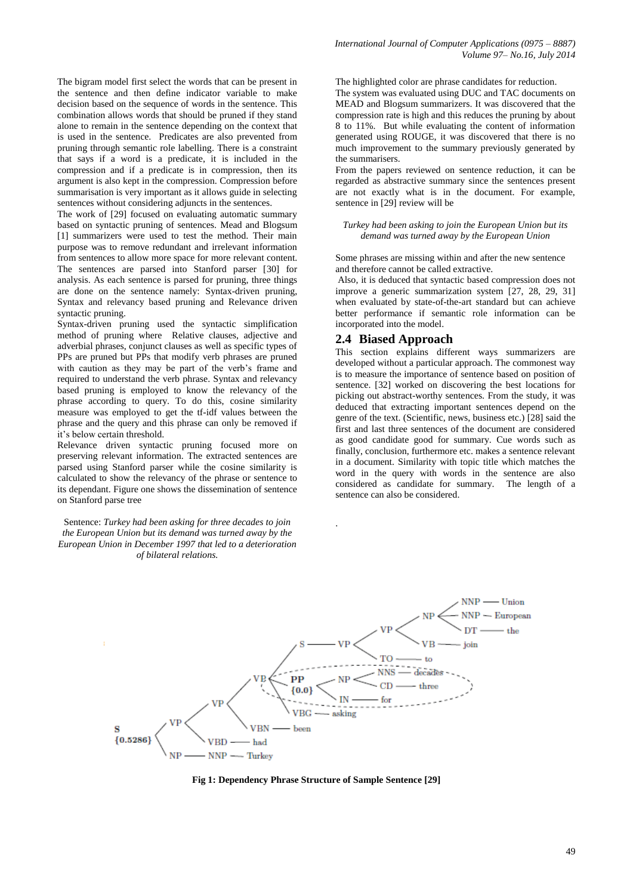The bigram model first select the words that can be present in the sentence and then define indicator variable to make decision based on the sequence of words in the sentence. This combination allows words that should be pruned if they stand alone to remain in the sentence depending on the context that is used in the sentence. Predicates are also prevented from pruning through semantic role labelling. There is a constraint that says if a word is a predicate, it is included in the compression and if a predicate is in compression, then its argument is also kept in the compression. Compression before summarisation is very important as it allows guide in selecting sentences without considering adjuncts in the sentences.

The work of [29] focused on evaluating automatic summary based on syntactic pruning of sentences. Mead and Blogsum [1] summarizers were used to test the method. Their main purpose was to remove redundant and irrelevant information from sentences to allow more space for more relevant content. The sentences are parsed into Stanford parser [30] for analysis. As each sentence is parsed for pruning, three things are done on the sentence namely: Syntax-driven pruning, Syntax and relevancy based pruning and Relevance driven syntactic pruning.

Syntax-driven pruning used the syntactic simplification method of pruning where Relative clauses, adjective and adverbial phrases, conjunct clauses as well as specific types of PPs are pruned but PPs that modify verb phrases are pruned with caution as they may be part of the verb's frame and required to understand the verb phrase. Syntax and relevancy based pruning is employed to know the relevancy of the phrase according to query. To do this, cosine similarity measure was employed to get the tf-idf values between the phrase and the query and this phrase can only be removed if it's below certain threshold.

Relevance driven syntactic pruning focused more on preserving relevant information. The extracted sentences are parsed using Stanford parser while the cosine similarity is calculated to show the relevancy of the phrase or sentence to its dependant. Figure one shows the dissemination of sentence on Stanford parse tree

Sentence: *Turkey had been asking for three decades to join the European Union but its demand was turned away by the European Union in December 1997 that led to a deterioration of bilateral relations.*

The highlighted color are phrase candidates for reduction.

The system was evaluated using DUC and TAC documents on MEAD and Blogsum summarizers. It was discovered that the compression rate is high and this reduces the pruning by about 8 to 11%. But while evaluating the content of information generated using ROUGE, it was discovered that there is no much improvement to the summary previously generated by the summarisers.

From the papers reviewed on sentence reduction, it can be regarded as abstractive summary since the sentences present are not exactly what is in the document. For example, sentence in [29] review will be

*Turkey had been asking to join the European Union but its demand was turned away by the European Union*

Some phrases are missing within and after the new sentence and therefore cannot be called extractive.

Also, it is deduced that syntactic based compression does not improve a generic summarization system [27, 28, 29, 31] when evaluated by state-of-the-art standard but can achieve better performance if semantic role information can be incorporated into the model.

## 2.4 Biased Approach

This section explains different ways summarizers are developed without a particular approach. The commonest way is to measure the importance of sentence based on position of sentence. [32] worked on discovering the best locations for picking out abstract-worthy sentences. From the study, it was deduced that extracting important sentences depend on the genre of the text. (Scientific, news, business etc.) [28] said the first and last three sentences of the document are considered as good candidate good for summary. Cue words such as finally, conclusion, furthermore etc. makes a sentence relevant in a document. Similarity with topic title which matches the word in the query with words in the sentence are also considered as candidate for summary. The length of a sentence can also be considered.

S {0.5286}
VP
NP — NNP — Turkey
VBD — had
VBN — been
VP
VBG — asking
PP {0.0}
IN — for
NP
CD — three
NNS — decades
S — VP
TO — to
VP
VB — join
NP
DT — the
NNP — European
NNP — Union

**Fig 1: Dependency Phrase Structure of Sample Sentence [29]**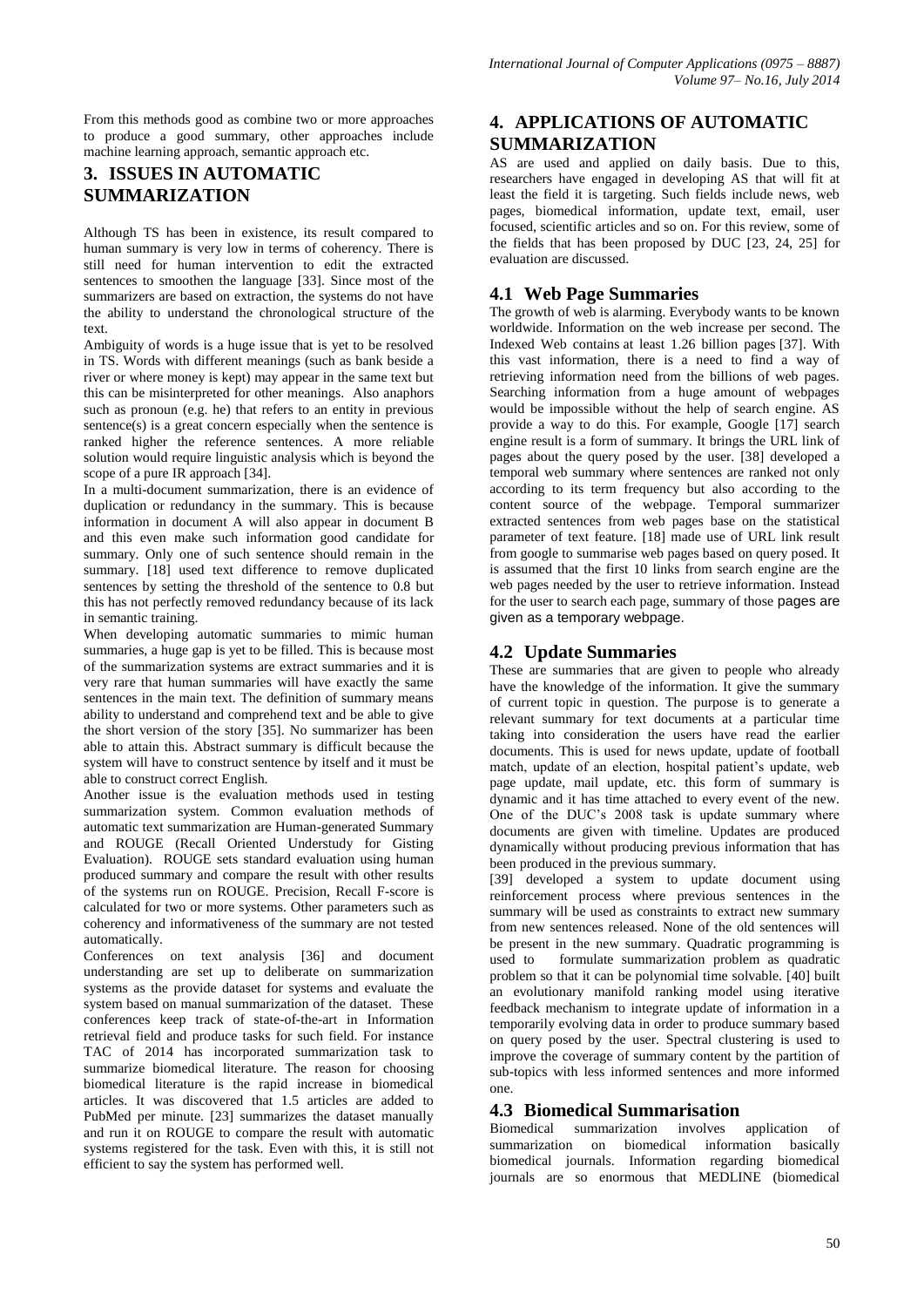From this methods good as combine two or more approaches to produce a good summary, other approaches include machine learning approach, semantic approach etc.

## 3. ISSUES IN AUTOMATIC SUMMARIZATION

Although TS has been in existence, its result compared to human summary is very low in terms of coherency. There is still need for human intervention to edit the extracted sentences to smoothen the language [33]. Since most of the summarizers are based on extraction, the systems do not have the ability to understand the chronological structure of the text.

Ambiguity of words is a huge issue that is yet to be resolved in TS. Words with different meanings (such as bank beside a river or where money is kept) may appear in the same text but this can be misinterpreted for other meanings. Also anaphors such as pronoun (e.g. he) that refers to an entity in previous sentence(s) is a great concern especially when the sentence is ranked higher the reference sentences. A more reliable solution would require linguistic analysis which is beyond the scope of a pure IR approach [34].

In a multi-document summarization, there is an evidence of duplication or redundancy in the summary. This is because information in document A will also appear in document B and this even make such information good candidate for summary. Only one of such sentence should remain in the summary. [18] used text difference to remove duplicated sentences by setting the threshold of the sentence to 0.8 but this has not perfectly removed redundancy because of its lack in semantic training.

When developing automatic summaries to mimic human summaries, a huge gap is yet to be filled. This is because most of the summarization systems are extract summaries and it is very rare that human summaries will have exactly the same sentences in the main text. The definition of summary means ability to understand and comprehend text and be able to give the short version of the story [35]. No summarizer has been able to attain this. Abstract summary is difficult because the system will have to construct sentence by itself and it must be able to construct correct English.

Another issue is the evaluation methods used in testing summarization system. Common evaluation methods of automatic text summarization are Human-generated Summary and ROUGE (Recall Oriented Understudy for Gisting Evaluation). ROUGE sets standard evaluation using human produced summary and compare the result with other results of the systems run on ROUGE. Precision, Recall F-score is calculated for two or more systems. Other parameters such as coherency and informativeness of the summary are not tested automatically.

Conferences on text analysis [36] and document understanding are set up to deliberate on summarization systems as the provide dataset for systems and evaluate the system based on manual summarization of the dataset. These conferences keep track of state-of-the-art in Information retrieval field and produce tasks for such field. For instance TAC of 2014 has incorporated summarization task to summarize biomedical literature. The reason for choosing biomedical literature is the rapid increase in biomedical articles. It was discovered that 1.5 articles are added to PubMed per minute. [23] summarizes the dataset manually and run it on ROUGE to compare the result with automatic systems registered for the task. Even with this, it is still not efficient to say the system has performed well.

## 4. APPLICATIONS OF AUTOMATIC SUMMARIZATION

AS are used and applied on daily basis. Due to this, researchers have engaged in developing AS that will fit at least the field it is targeting. Such fields include news, web pages, biomedical information, update text, email, user focused, scientific articles and so on. For this review, some of the fields that has been proposed by DUC [23, 24, 25] for evaluation are discussed.

### 4.1 Web Page Summaries

The growth of web is alarming. Everybody wants to be known worldwide. Information on the web increase per second. The Indexed Web contains at least 1.26 billion pages [37]. With this vast information, there is a need to find a way of retrieving information need from the billions of web pages. Searching information from a huge amount of webpages would be impossible without the help of search engine. AS provide a way to do this. For example, Google [17] search engine result is a form of summary. It brings the URL link of pages about the query posed by the user. [38] developed a temporal web summary where sentences are ranked not only according to its term frequency but also according to the content source of the webpage. Temporal summarizer extracted sentences from web pages base on the statistical parameter of text feature. [18] made use of URL link result from google to summarise web pages based on query posed. It is assumed that the first 10 links from search engine are the web pages needed by the user to retrieve information. Instead for the user to search each page, summary of those pages are given as a temporary webpage.

### 4.2 Update Summaries

These are summaries that are given to people who already have the knowledge of the information. It give the summary of current topic in question. The purpose is to generate a relevant summary for text documents at a particular time taking into consideration the users have read the earlier documents. This is used for news update, update of football match, update of an election, hospital patient's update, web page update, mail update, etc. this form of summary is dynamic and it has time attached to every event of the new. One of the DUC's 2008 task is update summary where documents are given with timeline. Updates are produced dynamically without producing previous information that has been produced in the previous summary.

[39] developed a system to update document using reinforcement process where previous sentences in the summary will be used as constraints to extract new summary from new sentences released. None of the old sentences will be present in the new summary. Quadratic programming is used to formulate summarization problem as quadratic problem so that it can be polynomial time solvable. [40] built an evolutionary manifold ranking model using iterative feedback mechanism to integrate update of information in a temporarily evolving data in order to produce summary based on query posed by the user. Spectral clustering is used to improve the coverage of summary content by the partition of sub-topics with less informed sentences and more informed one.

### 4.3 Biomedical Summarisation

Biomedical summarization involves application of summarization on biomedical information basically biomedical journals. Information regarding biomedical journals are so enormous that MEDLINE (biomedical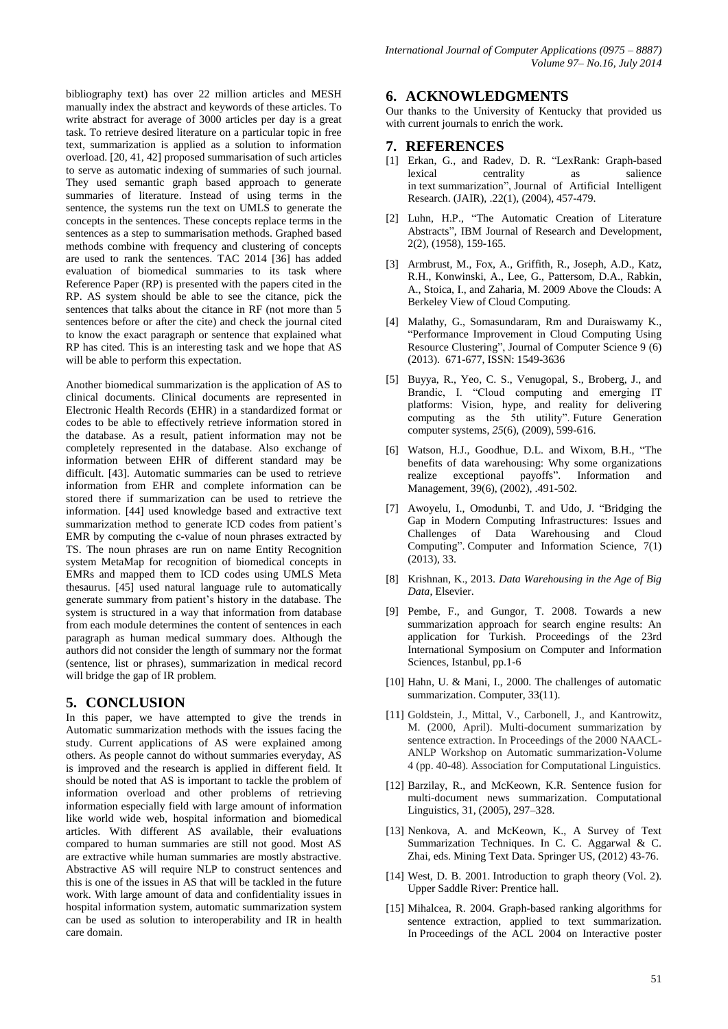bibliography text) has over 22 million articles and MESH manually index the abstract and keywords of these articles. To write abstract for average of 3000 articles per day is a great task. To retrieve desired literature on a particular topic in free text, summarization is applied as a solution to information overload. [20, 41, 42] proposed summarisation of such articles to serve as automatic indexing of summaries of such journal. They used semantic graph based approach to generate summaries of literature. Instead of using terms in the sentence, the systems run the text on UMLS to generate the concepts in the sentences. These concepts replace terms in the sentences as a step to summarisation methods. Graphed based methods combine with frequency and clustering of concepts are used to rank the sentences. TAC 2014 [36] has added evaluation of biomedical summaries to its task where Reference Paper (RP) is presented with the papers cited in the RP. AS system should be able to see the citance, pick the sentences that talks about the citance in RF (not more than 5 sentences before or after the cite) and check the journal cited to know the exact paragraph or sentence that explained what RP has cited. This is an interesting task and we hope that AS will be able to perform this expectation.

Another biomedical summarization is the application of AS to clinical documents. Clinical documents are represented in Electronic Health Records (EHR) in a standardized format or codes to be able to effectively retrieve information stored in the database. As a result, patient information may not be completely represented in the database. Also exchange of information between EHR of different standard may be difficult. [43]. Automatic summaries can be used to retrieve information from EHR and complete information can be stored there if summarization can be used to retrieve the information. [44] used knowledge based and extractive text summarization method to generate ICD codes from patient's EMR by computing the c-value of noun phrases extracted by TS. The noun phrases are run on name Entity Recognition system MetaMap for recognition of biomedical concepts in EMRs and mapped them to ICD codes using UMLS Meta thesaurus. [45] used natural language rule to automatically generate summary from patient's history in the database. The system is structured in a way that information from database from each module determines the content of sentences in each paragraph as human medical summary does. Although the authors did not consider the length of summary nor the format (sentence, list or phrases), summarization in medical record will bridge the gap of IR problem.

## 5. CONCLUSION

In this paper, we have attempted to give the trends in Automatic summarization methods with the issues facing the study. Current applications of AS were explained among others. As people cannot do without summaries everyday, AS is improved and the research is applied in different field. It should be noted that AS is important to tackle the problem of information overload and other problems of retrieving information especially field with large amount of information like world wide web, hospital information and biomedical articles. With different AS available, their evaluations compared to human summaries are still not good. Most AS are extractive while human summaries are mostly abstractive. Abstractive AS will require NLP to construct sentences and this is one of the issues in AS that will be tackled in the future work. With large amount of data and confidentiality issues in hospital information system, automatic summarization system can be used as solution to interoperability and IR in health care domain.

## 6. ACKNOWLEDGMENTS

Our thanks to the University of Kentucky that provided us with current journals to enrich the work.

## 7. REFERENCES

[1] Erkan, G., and Radev, D. R. "LexRank: Graph-based lexical centrality as salience in text summarization", Journal of Artificial Intelligent Research. (JAIR), .22(1), (2004), 457-479.

[2] Luhn, H.P., "The Automatic Creation of Literature Abstracts", IBM Journal of Research and Development, 2(2), (1958), 159-165.

[3] Armbrust, M., Fox, A., Griffith, R., Joseph, A.D., Katz, R.H., Konwinski, A., Lee, G., Pattersom, D.A., Rabkin, A., Stoica, I., and Zaharia, M. 2009 Above the Clouds: A Berkeley View of Cloud Computing.

[4] Malathy, G., Somasundaram, Rm and Duraiswamy K., "Performance Improvement in Cloud Computing Using Resource Clustering", Journal of Computer Science 9 (6) (2013). 671-677, ISSN: 1549-3636

[5] Buyya, R., Yeo, C. S., Venugopal, S., Broberg, J., and Brandic, I. "Cloud computing and emerging IT platforms: Vision, hype, and reality for delivering computing as the 5th utility". Future Generation computer systems, *25*(6), (2009), 599-616.

[6] Watson, H.J., Goodhue, D.L. and Wixom, B.H., "The benefits of data warehousing: Why some organizations realize exceptional payoffs". Information and Management, 39(6), (2002), .491-502.

[7] Awoyelu, I., Omodunbi, T. and Udo, J. "Bridging the Gap in Modern Computing Infrastructures: Issues and Challenges of Data Warehousing and Cloud Computing". Computer and Information Science, 7(1) (2013), 33.

[8] Krishnan, K., 2013. *Data Warehousing in the Age of Big Data*, Elsevier.

[9] Pembe, F., and Gungor, T. 2008. Towards a new summarization approach for search engine results: An application for Turkish. Proceedings of the 23rd International Symposium on Computer and Information Sciences, Istanbul, pp.1-6

[10] Hahn, U. & Mani, I., 2000. The challenges of automatic summarization. Computer, 33(11).

[11] Goldstein, J., Mittal, V., Carbonell, J., and Kantrowitz, M. (2000, April). Multi-document summarization by sentence extraction. In Proceedings of the 2000 NAACL-ANLP Workshop on Automatic summarization-Volume 4 (pp. 40-48). Association for Computational Linguistics.

[12] Barzilay, R., and McKeown, K.R. Sentence fusion for multi-document news summarization. Computational Linguistics, 31, (2005), 297–328.

[13] Nenkova, A. and McKeown, K., A Survey of Text Summarization Techniques. In C. C. Aggarwal & C. Zhai, eds. Mining Text Data. Springer US, (2012) 43-76.

[14] West, D. B. 2001. Introduction to graph theory (Vol. 2). Upper Saddle River: Prentice hall.

[15] Mihalcea, R. 2004. Graph-based ranking algorithms for sentence extraction, applied to text summarization. In Proceedings of the ACL 2004 on Interactive poster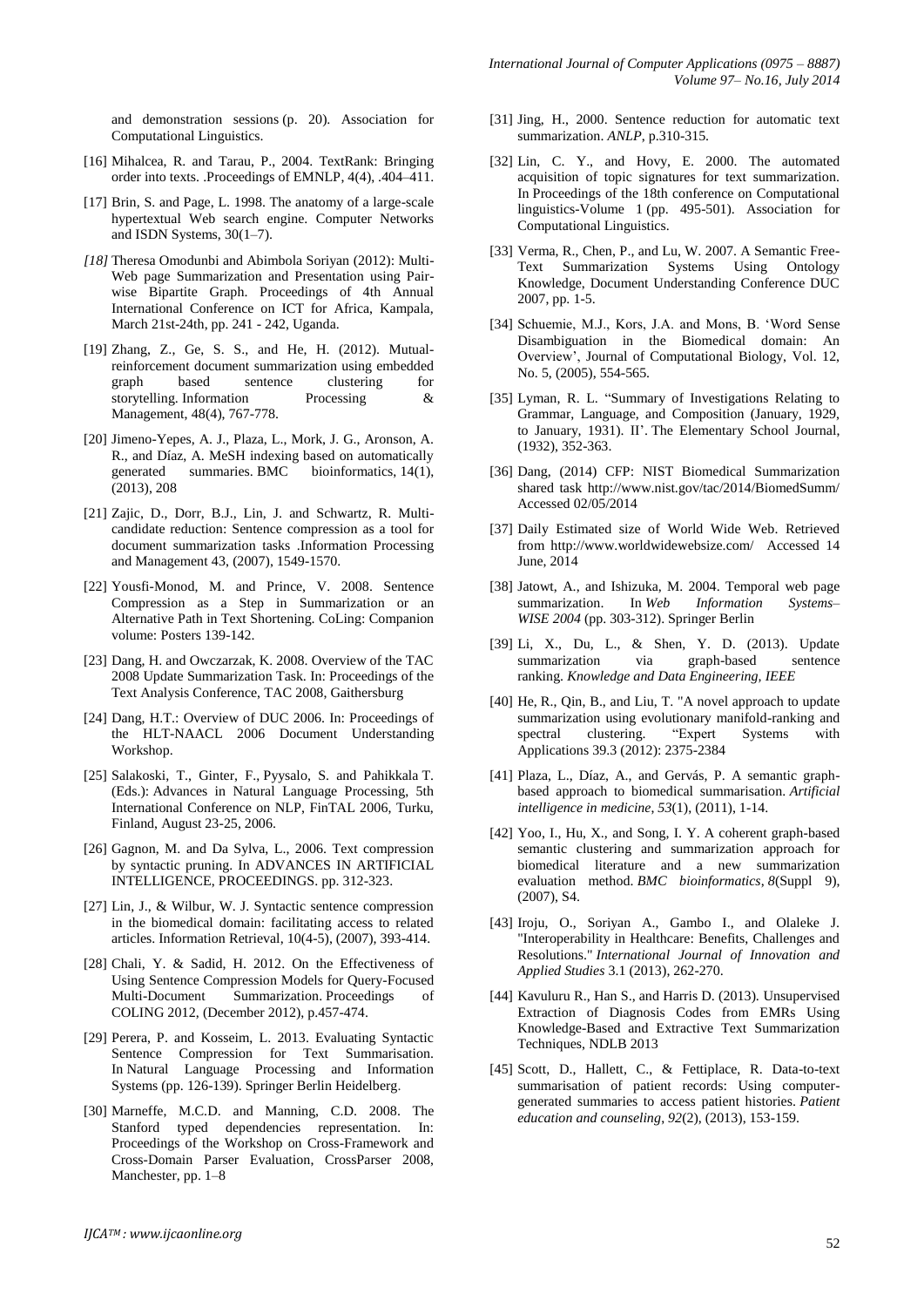and demonstration sessions (p. 20). Association for Computational Linguistics.

[16] Mihalcea, R. and Tarau, P., 2004. TextRank: Bringing order into texts. .Proceedings of EMNLP, 4(4), .404–411.

[17] Brin, S. and Page, L. 1998. The anatomy of a large-scale hypertextual Web search engine. Computer Networks and ISDN Systems, 30(1–7).

*[18]* Theresa Omodunbi and Abimbola Soriyan (2012): Multi-Web page Summarization and Presentation using Pair-wise Bipartite Graph. Proceedings of 4th Annual International Conference on ICT for Africa, Kampala, March 21st-24th, pp. 241 - 242, Uganda.

[19] Zhang, Z., Ge, S. S., and He, H. (2012). Mutual-reinforcement document summarization using embedded graph based sentence clustering for storytelling. Information Processing & Management, 48(4), 767-778.

[20] Jimeno-Yepes, A. J., Plaza, L., Mork, J. G., Aronson, A. R., and Díaz, A. MeSH indexing based on automatically generated summaries. BMC bioinformatics, 14(1), (2013), 208

[21] Zajic, D., Dorr, B.J., Lin, J. and Schwartz, R. Multi-candidate reduction: Sentence compression as a tool for document summarization tasks .Information Processing and Management 43, (2007), 1549-1570.

[22] Yousfi-Monod, M. and Prince, V. 2008. Sentence Compression as a Step in Summarization or an Alternative Path in Text Shortening. CoLing: Companion volume: Posters 139-142.

[23] Dang, H. and Owczarzak, K. 2008. Overview of the TAC 2008 Update Summarization Task. In: Proceedings of the Text Analysis Conference, TAC 2008, Gaithersburg

[24] Dang, H.T.: Overview of DUC 2006. In: Proceedings of the HLT-NAACL 2006 Document Understanding Workshop.

[25] Salakoski, T., Ginter, F., Pyysalo, S. and Pahikkala T. (Eds.): Advances in Natural Language Processing, 5th International Conference on NLP, FinTAL 2006, Turku, Finland, August 23-25, 2006.

[26] Gagnon, M. and Da Sylva, L., 2006. Text compression by syntactic pruning. In ADVANCES IN ARTIFICIAL INTELLIGENCE, PROCEEDINGS. pp. 312-323.

[27] Lin, J., & Wilbur, W. J. Syntactic sentence compression in the biomedical domain: facilitating access to related articles. Information Retrieval, 10(4-5), (2007), 393-414.

[28] Chali, Y. & Sadid, H. 2012. On the Effectiveness of Using Sentence Compression Models for Query-Focused Multi-Document Summarization. Proceedings of COLING 2012, (December 2012), p.457-474.

[29] Perera, P. and Kosseim, L. 2013. Evaluating Syntactic Sentence Compression for Text Summarisation. In Natural Language Processing and Information Systems (pp. 126-139). Springer Berlin Heidelberg.

[30] Marneffe, M.C.D. and Manning, C.D. 2008. The Stanford typed dependencies representation. In: Proceedings of the Workshop on Cross-Framework and Cross-Domain Parser Evaluation, CrossParser 2008, Manchester, pp. 1–8

[31] Jing, H., 2000. Sentence reduction for automatic text summarization. *ANLP*, p.310-315.

[32] Lin, C. Y., and Hovy, E. 2000. The automated acquisition of topic signatures for text summarization. In Proceedings of the 18th conference on Computational linguistics-Volume 1 (pp. 495-501). Association for Computational Linguistics.

[33] Verma, R., Chen, P., and Lu, W. 2007. A Semantic Free-Text Summarization Systems Using Ontology Knowledge, Document Understanding Conference DUC 2007, pp. 1-5.

[34] Schuemie, M.J., Kors, J.A. and Mons, B. 'Word Sense Disambiguation in the Biomedical domain: An Overview', Journal of Computational Biology, Vol. 12, No. 5, (2005), 554-565.

[35] Lyman, R. L. "Summary of Investigations Relating to Grammar, Language, and Composition (January, 1929, to January, 1931). II'. The Elementary School Journal, (1932), 352-363.

[36] Dang, (2014) CFP: NIST Biomedical Summarization shared task http://www.nist.gov/tac/2014/BiomedSumm/ Accessed 02/05/2014

[37] Daily Estimated size of World Wide Web. Retrieved from http://www.worldwidewebsize.com/ Accessed 14 June, 2014

[38] Jatowt, A., and Ishizuka, M. 2004. Temporal web page summarization. In *Web Information Systems–WISE 2004* (pp. 303-312). Springer Berlin

[39] Li, X., Du, L., & Shen, Y. D. (2013). Update summarization via graph-based sentence ranking. *Knowledge and Data Engineering, IEEE*

[40] He, R., Qin, B., and Liu, T. "A novel approach to update summarization using evolutionary manifold-ranking and spectral clustering. "Expert Systems with Applications 39.3 (2012): 2375-2384

[41] Plaza, L., Díaz, A., and Gervás, P. A semantic graph-based approach to biomedical summarisation. *Artificial intelligence in medicine*, *53*(1), (2011), 1-14.

[42] Yoo, I., Hu, X., and Song, I. Y. A coherent graph-based semantic clustering and summarization approach for biomedical literature and a new summarization evaluation method. *BMC bioinformatics*, *8*(Suppl 9), (2007), S4.

[43] Iroju, O., Soriyan A., Gambo I., and Olaleke J. "Interoperability in Healthcare: Benefits, Challenges and Resolutions." *International Journal of Innovation and Applied Studies* 3.1 (2013), 262-270.

[44] Kavuluru R., Han S., and Harris D. (2013). Unsupervised Extraction of Diagnosis Codes from EMRs Using Knowledge-Based and Extractive Text Summarization Techniques, NDLB 2013

[45] Scott, D., Hallett, C., & Fettiplace, R. Data-to-text summarisation of patient records: Using computer-generated summaries to access patient histories. *Patient education and counseling*, *92*(2), (2013), 153-159.